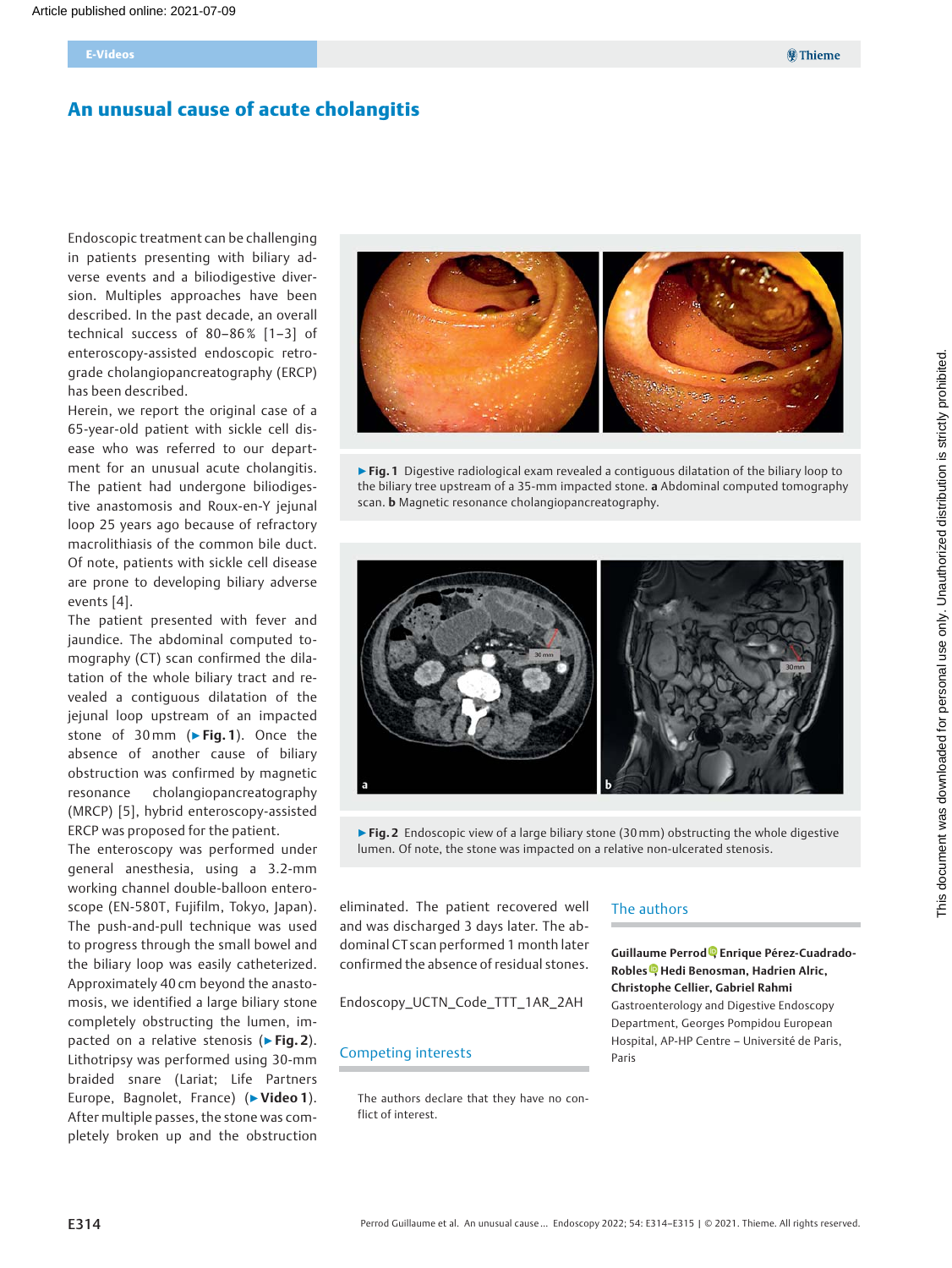# An unusual cause of acute cholangitis

Endoscopic treatment can be challenging in patients presenting with biliary adverse events and a biliodigestive diversion. Multiples approaches have been described. In the past decade, an overall technical success of 80–86 % [1–3] of enteroscopy-assisted endoscopic retrograde cholangiopancreatography (ERCP) has been described.

Herein, we report the original case of a 65-year-old patient with sickle cell disease who was referred to our department for an unusual acute cholangitis. The patient had undergone biliodigestive anastomosis and Roux-en-Y jejunal loop 25 years ago because of refractory macrolithiasis of the common bile duct. Of note, patients with sickle cell disease are prone to developing biliary adverse events [4].

The patient presented with fever and jaundice. The abdominal computed tomography (CT) scan confirmed the dilatation of the whole biliary tract and revealed a contiguous dilatation of the jejunal loop upstream of an impacted stone of 30 mm (▶**Fig. 1**). Once the absence of another cause of biliary obstruction was confirmed by magnetic resonance cholangiopancreatography (MRCP) [5], hybrid enteroscopy-assisted ERCP was proposed for the patient.

The enteroscopy was performed under general anesthesia, using a 3.2-mm working channel double-balloon enteroscope (EN-580T, Fujifilm, Tokyo, Japan). The push-and-pull technique was used to progress through the small bowel and the biliary loop was easily catheterized. Approximately 40 cm beyond the anastomosis, we identified a large biliary stone completely obstructing the lumen, impacted on a relative stenosis (▶**Fig. 2**). Lithotripsy was performed using 30-mm braided snare (Lariat; Life Partners Europe, Bagnolet, France) (▶**Video 1**). After multiple passes, the stone was completely broken up and the obstruction eliminated. The patient recovered well and was discharged 3 days later. The abdominal CT scan performed 1 month later confirmed the absence of residual stones.

▶**Fig. 1** Digestive radiological exam revealed a contiguous dilatation of the biliary loop to the biliary tree upstream of a 35-mm impacted stone. **a** Abdominal computed tomography scan. **b** Magnetic resonance cholangiopancreatography.

▶**Fig. 2** Endoscopic view of a large biliary stone (30 mm) obstructing the whole digestive lumen. Of note, the stone was impacted on a relative non-ulcerated stenosis.

Endoscopy_UCTN_Code_TTT_1AR_2AH

## Competing interests

The authors declare that they have no conflict of interest.

## The authors

**Guillaume Perrod, Enrique Pérez-Cuadrado-Robles, Hedi Benosman, Hadrien Alric, Christophe Cellier, Gabriel Rahmi**

Gastroenterology and Digestive Endoscopy Department, Georges Pompidou European Hospital, AP-HP Centre – Université de Paris, Paris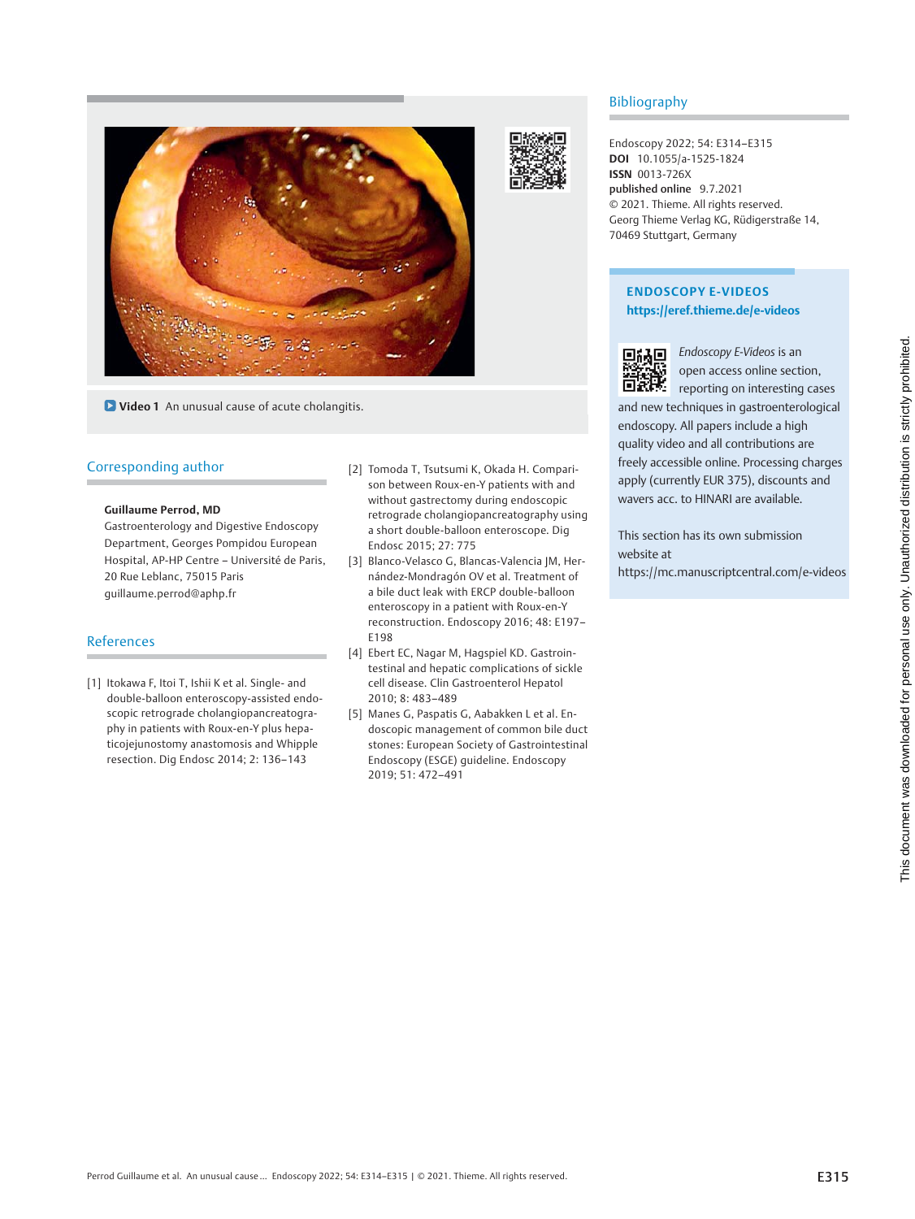**Video 1** An unusual cause of acute cholangitis.

## Corresponding author

**Guillaume Perrod, MD**
Gastroenterology and Digestive Endoscopy Department, Georges Pompidou European Hospital, AP-HP Centre – Université de Paris, 20 Rue Leblanc, 75015 Paris
guillaume.perrod@aphp.fr

## References

[1] Itokawa F, Itoi T, Ishii K et al. Single- and double-balloon enteroscopy-assisted endoscopic retrograde cholangiopancreatography in patients with Roux-en-Y plus hepaticojejunostomy anastomosis and Whipple resection. Dig Endosc 2014; 2: 136–143

[2] Tomoda T, Tsutsumi K, Okada H. Comparison between Roux-en-Y patients with and without gastrectomy during endoscopic retrograde cholangiopancreatography using a short double-balloon enteroscope. Dig Endosc 2015; 27: 775

[3] Blanco-Velasco G, Blancas-Valencia JM, Hernández-Mondragón OV et al. Treatment of a bile duct leak with ERCP double-balloon enteroscopy in a patient with Roux-en-Y reconstruction. Endoscopy 2016; 48: E197–E198

[4] Ebert EC, Nagar M, Hagspiel KD. Gastrointestinal and hepatic complications of sickle cell disease. Clin Gastroenterol Hepatol 2010; 8: 483–489

[5] Manes G, Paspatis G, Aabakken L et al. Endoscopic management of common bile duct stones: European Society of Gastrointestinal Endoscopy (ESGE) guideline. Endoscopy 2019; 51: 472–491

## Bibliography

Endoscopy 2022; 54: E314–E315
**DOI** 10.1055/a-1525-1824
**ISSN** 0013-726X
**published online** 9.7.2021
© 2021. Thieme. All rights reserved.
Georg Thieme Verlag KG, Rüdigerstraße 14, 70469 Stuttgart, Germany

### ENDOSCOPY E-VIDEOS
**https://eref.thieme.de/e-videos**

*Endoscopy E-Videos* is an open access online section, reporting on interesting cases and new techniques in gastroenterological endoscopy. All papers include a high quality video and all contributions are freely accessible online. Processing charges apply (currently EUR 375), discounts and wavers acc. to HINARI are available.

This section has its own submission website at
https://mc.manuscriptcentral.com/e-videos